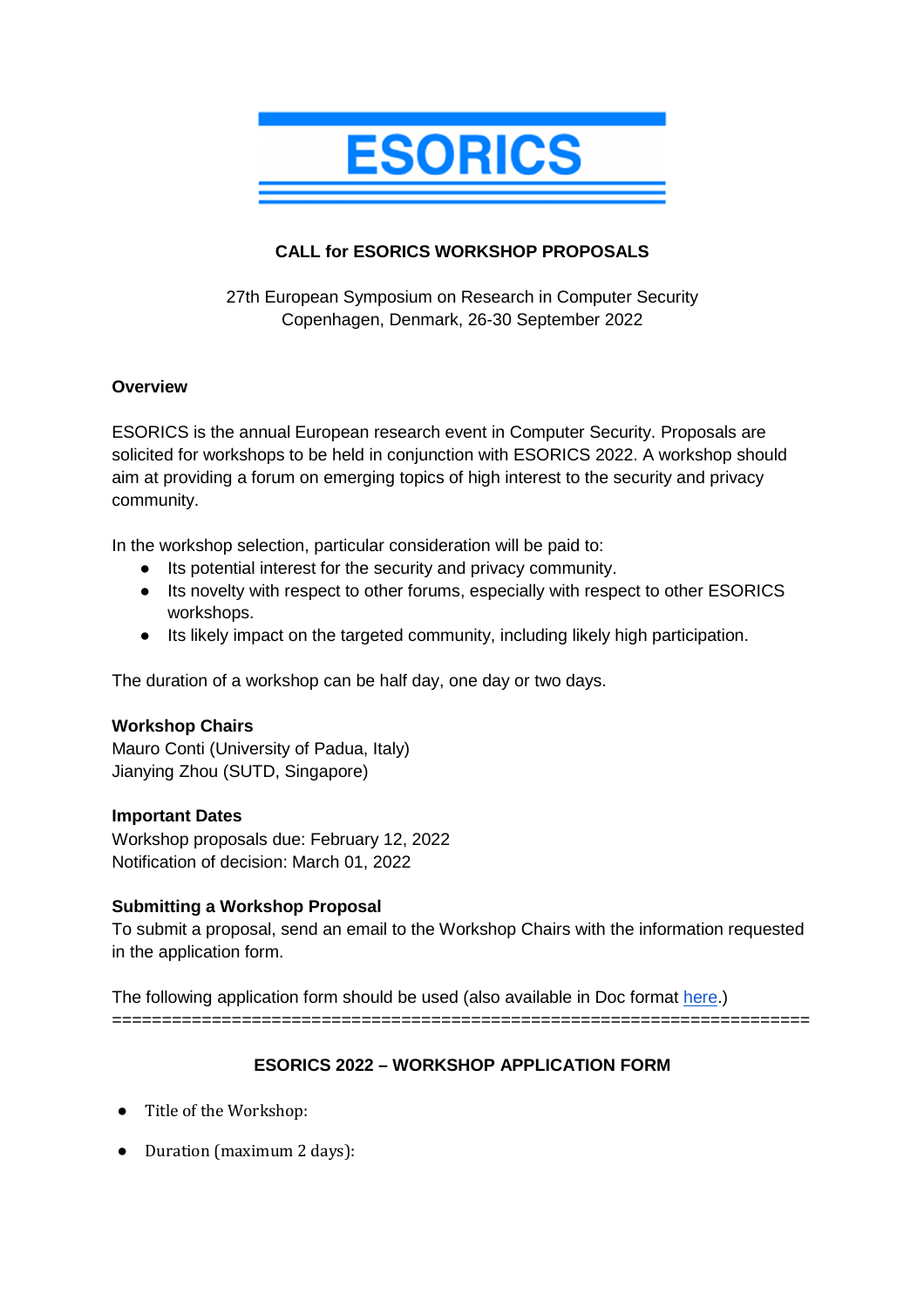# ESORICS

**CALL for ESORICS WORKSHOP PROPOSALS**

27th European Symposium on Research in Computer Security
Copenhagen, Denmark, 26-30 September 2022

**Overview**

ESORICS is the annual European research event in Computer Security. Proposals are solicited for workshops to be held in conjunction with ESORICS 2022. A workshop should aim at providing a forum on emerging topics of high interest to the security and privacy community.

In the workshop selection, particular consideration will be paid to:

- Its potential interest for the security and privacy community.
- Its novelty with respect to other forums, especially with respect to other ESORICS workshops.
- Its likely impact on the targeted community, including likely high participation.

The duration of a workshop can be half day, one day or two days.

**Workshop Chairs**
Mauro Conti (University of Padua, Italy)
Jianying Zhou (SUTD, Singapore)

**Important Dates**
Workshop proposals due: February 12, 2022
Notification of decision: March 01, 2022

**Submitting a Workshop Proposal**
To submit a proposal, send an email to the Workshop Chairs with the information requested in the application form.

The following application form should be used (also available in Doc format here.)

==================================================================

**ESORICS 2022 – WORKSHOP APPLICATION FORM**

- Title of the Workshop:
- Duration (maximum 2 days):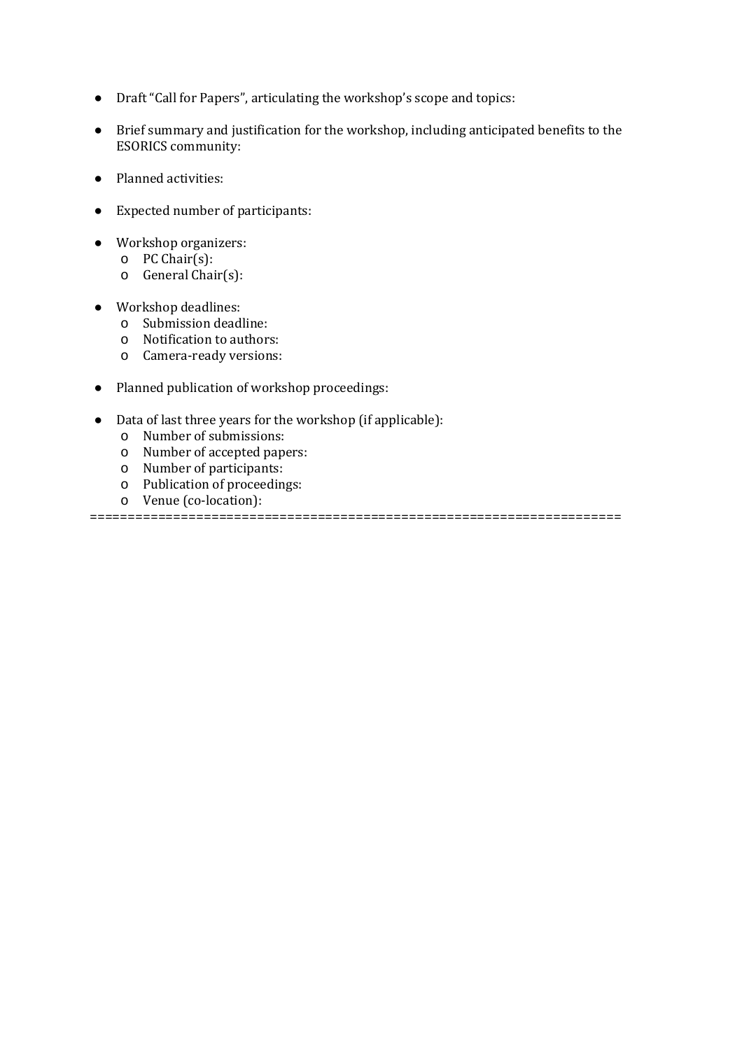- Draft "Call for Papers", articulating the workshop's scope and topics:
- Brief summary and justification for the workshop, including anticipated benefits to the ESORICS community:
- Planned activities:
- Expected number of participants:
- Workshop organizers:
  - PC Chair(s):
  - General Chair(s):
- Workshop deadlines:
  - Submission deadline:
  - Notification to authors:
  - Camera-ready versions:
- Planned publication of workshop proceedings:
- Data of last three years for the workshop (if applicable):
  - Number of submissions:
  - Number of accepted papers:
  - Number of participants:
  - Publication of proceedings:
  - Venue (co-location):

====================================================================